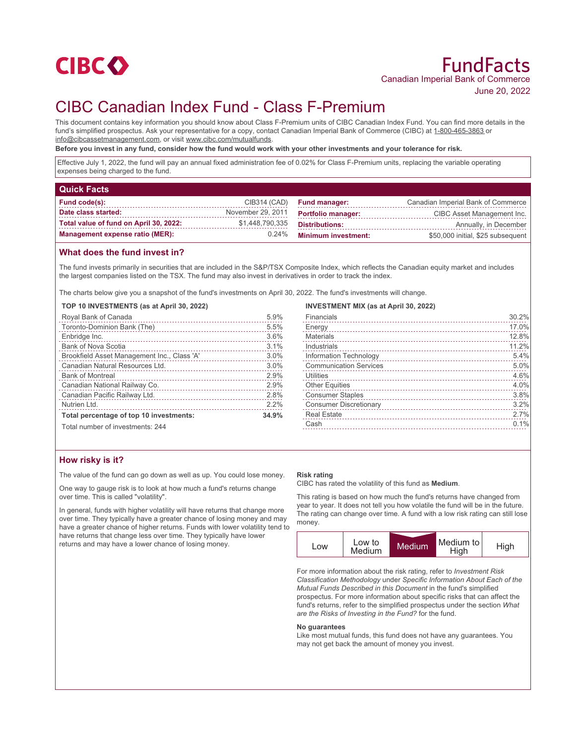CIBC

# FundFacts

Canadian Imperial Bank of Commerce

June 20, 2022

# CIBC Canadian Index Fund - Class F-Premium

This document contains key information you should know about Class F-Premium units of CIBC Canadian Index Fund. You can find more details in the fund's simplified prospectus. Ask your representative for a copy, contact Canadian Imperial Bank of Commerce (CIBC) at 1-800-465-3863 or info@cibcassetmanagement.com, or visit www.cibc.com/mutualfunds.

**Before you invest in any fund, consider how the fund would work with your other investments and your tolerance for risk.**

Effective July 1, 2022, the fund will pay an annual fixed administration fee of 0.02% for Class F-Premium units, replacing the variable operating expenses being charged to the fund.

## Quick Facts

| | | | |
|---|---|---|---|
| **Fund code(s):** | CIB314 (CAD) | **Fund manager:** | Canadian Imperial Bank of Commerce |
| **Date class started:** | November 29, 2011 | **Portfolio manager:** | CIBC Asset Management Inc. |
| **Total value of fund on April 30, 2022:** | $1,448,790,335 | **Distributions:** | Annually, in December |
| **Management expense ratio (MER):** | 0.24% | **Minimum investment:** | $50,000 initial, $25 subsequent |

## What does the fund invest in?

The fund invests primarily in securities that are included in the S&P/TSX Composite Index, which reflects the Canadian equity market and includes the largest companies listed on the TSX. The fund may also invest in derivatives in order to track the index.

The charts below give you a snapshot of the fund's investments on April 30, 2022. The fund's investments will change.

**TOP 10 INVESTMENTS (as at April 30, 2022)**

| | |
|---|---|
| Royal Bank of Canada | 5.9% |
| Toronto-Dominion Bank (The) | 5.5% |
| Enbridge Inc. | 3.6% |
| Bank of Nova Scotia | 3.1% |
| Brookfield Asset Management Inc., Class 'A' | 3.0% |
| Canadian Natural Resources Ltd. | 3.0% |
| Bank of Montreal | 2.9% |
| Canadian National Railway Co. | 2.9% |
| Canadian Pacific Railway Ltd. | 2.8% |
| Nutrien Ltd. | 2.2% |
| **Total percentage of top 10 investments:** | **34.9%** |

Total number of investments: 244

**INVESTMENT MIX (as at April 30, 2022)**

| | |
|---|---|
| Financials | 30.2% |
| Energy | 17.0% |
| Materials | 12.8% |
| Industrials | 11.2% |
| Information Technology | 5.4% |
| Communication Services | 5.0% |
| Utilities | 4.6% |
| Other Equities | 4.0% |
| Consumer Staples | 3.8% |
| Consumer Discretionary | 3.2% |
| Real Estate | 2.7% |
| Cash | 0.1% |

## How risky is it?

The value of the fund can go down as well as up. You could lose money.

One way to gauge risk is to look at how much a fund's returns change over time. This is called "volatility".

In general, funds with higher volatility will have returns that change more over time. They typically have a greater chance of losing money and may have a greater chance of higher returns. Funds with lower volatility tend to have returns that change less over time. They typically have lower returns and may have a lower chance of losing money.

**Risk rating**

CIBC has rated the volatility of this fund as **Medium**.

This rating is based on how much the fund's returns have changed from year to year. It does not tell you how volatile the fund will be in the future. The rating can change over time. A fund with a low risk rating can still lose money.

| Low | Low to Medium | **Medium** | Medium to High | High |
|---|---|---|---|---|

For more information about the risk rating, refer to *Investment Risk Classification Methodology* under *Specific Information About Each of the Mutual Funds Described in this Document* in the fund's simplified prospectus. For more information about specific risks that can affect the fund's returns, refer to the simplified prospectus under the section *What are the Risks of Investing in the Fund?* for the fund.

**No guarantees**

Like most mutual funds, this fund does not have any guarantees. You may not get back the amount of money you invest.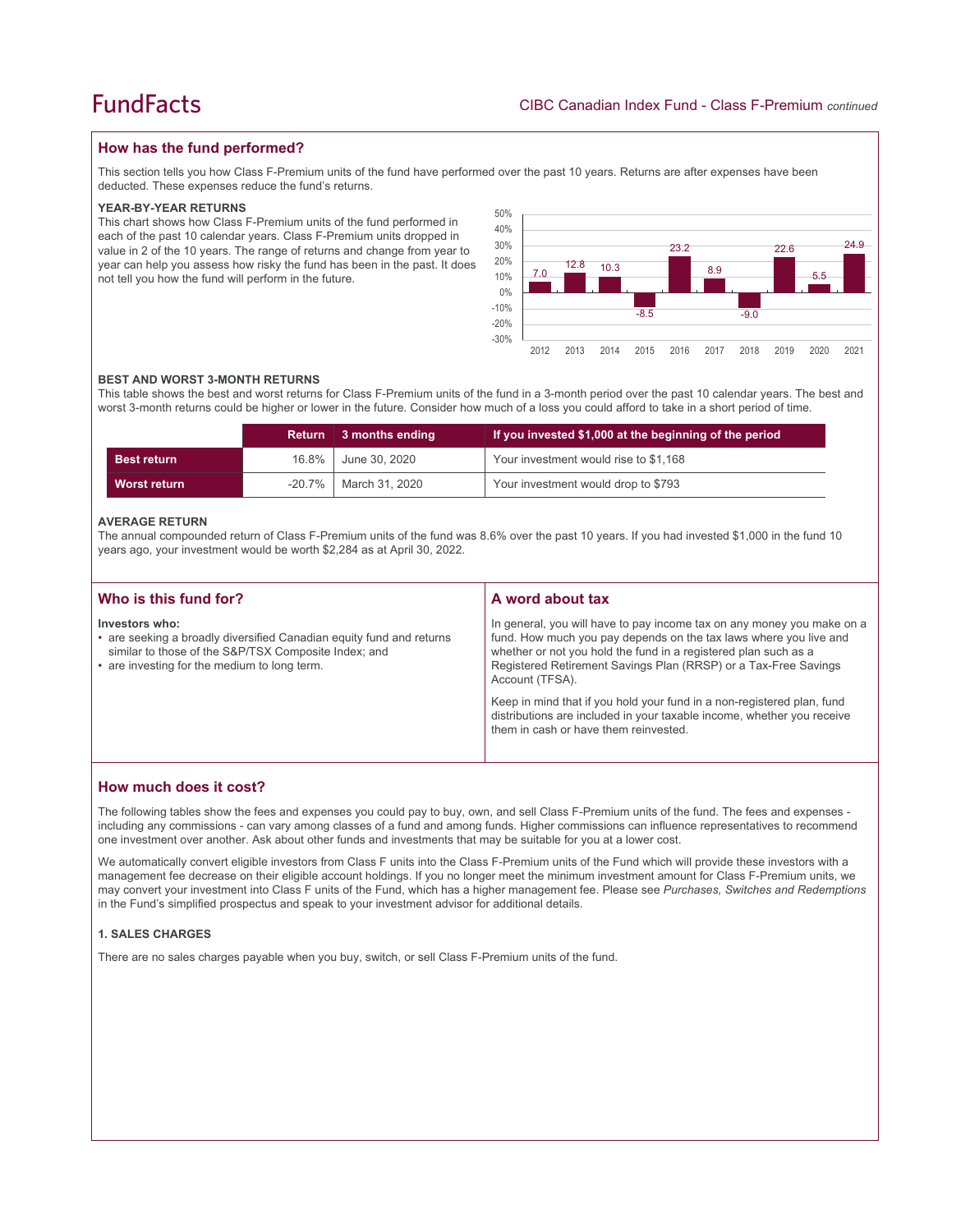## How has the fund performed?

This section tells you how Class F-Premium units of the fund have performed over the past 10 years. Returns are after expenses have been deducted. These expenses reduce the fund's returns.

### YEAR-BY-YEAR RETURNS

This chart shows how Class F-Premium units of the fund performed in each of the past 10 calendar years. Class F-Premium units dropped in value in 2 of the 10 years. The range of returns and change from year to year can help you assess how risky the fund has been in the past. It does not tell you how the fund will perform in the future.

| Year | 2012 | 2013 | 2014 | 2015 | 2016 | 2017 | 2018 | 2019 | 2020 | 2021 |
|---|---|---|---|---|---|---|---|---|---|---|
| Return (%) | 7.0 | 12.8 | 10.3 | -8.5 | 23.2 | 8.9 | -9.0 | 22.6 | 5.5 | 24.9 |

### BEST AND WORST 3-MONTH RETURNS

This table shows the best and worst returns for Class F-Premium units of the fund in a 3-month period over the past 10 calendar years. The best and worst 3-month returns could be higher or lower in the future. Consider how much of a loss you could afford to take in a short period of time.

| | Return | 3 months ending | If you invested $1,000 at the beginning of the period |
|---|---|---|---|
| **Best return** | 16.8% | June 30, 2020 | Your investment would rise to $1,168 |
| **Worst return** | -20.7% | March 31, 2020 | Your investment would drop to $793 |

### AVERAGE RETURN

The annual compounded return of Class F-Premium units of the fund was 8.6% over the past 10 years. If you had invested $1,000 in the fund 10 years ago, your investment would be worth $2,284 as at April 30, 2022.

## Who is this fund for?

**Investors who:**

- are seeking a broadly diversified Canadian equity fund and returns similar to those of the S&P/TSX Composite Index; and
- are investing for the medium to long term.

## A word about tax

In general, you will have to pay income tax on any money you make on a fund. How much you pay depends on the tax laws where you live and whether or not you hold the fund in a registered plan such as a Registered Retirement Savings Plan (RRSP) or a Tax-Free Savings Account (TFSA).

Keep in mind that if you hold your fund in a non-registered plan, fund distributions are included in your taxable income, whether you receive them in cash or have them reinvested.

## How much does it cost?

The following tables show the fees and expenses you could pay to buy, own, and sell Class F-Premium units of the fund. The fees and expenses - including any commissions - can vary among classes of a fund and among funds. Higher commissions can influence representatives to recommend one investment over another. Ask about other funds and investments that may be suitable for you at a lower cost.

We automatically convert eligible investors from Class F units into the Class F-Premium units of the Fund which will provide these investors with a management fee decrease on their eligible account holdings. If you no longer meet the minimum investment amount for Class F-Premium units, we may convert your investment into Class F units of the Fund, which has a higher management fee. Please see *Purchases, Switches and Redemptions* in the Fund's simplified prospectus and speak to your investment advisor for additional details.

### 1. SALES CHARGES

There are no sales charges payable when you buy, switch, or sell Class F-Premium units of the fund.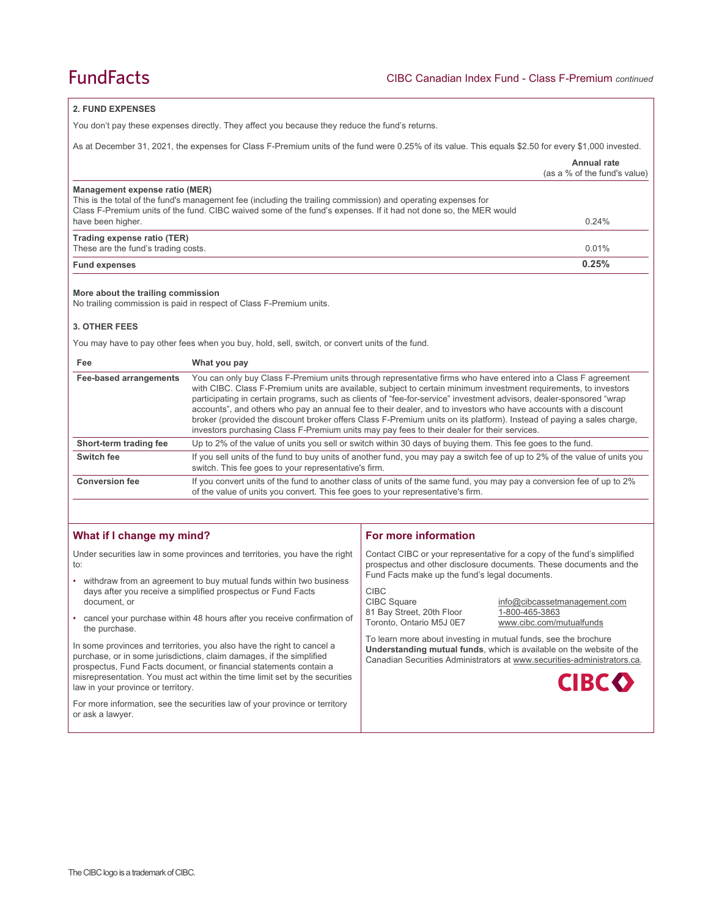## 2. FUND EXPENSES

You don't pay these expenses directly. They affect you because they reduce the fund's returns.

As at December 31, 2021, the expenses for Class F-Premium units of the fund were 0.25% of its value. This equals $2.50 for every $1,000 invested.

| | Annual rate (as a % of the fund's value) |
|---|---|
| **Management expense ratio (MER)**<br>This is the total of the fund's management fee (including the trailing commission) and operating expenses for Class F-Premium units of the fund. CIBC waived some of the fund's expenses. If it had not done so, the MER would have been higher. | 0.24% |
| **Trading expense ratio (TER)**<br>These are the fund's trading costs. | 0.01% |
| **Fund expenses** | **0.25%** |

**More about the trailing commission**

No trailing commission is paid in respect of Class F-Premium units.

## 3. OTHER FEES

You may have to pay other fees when you buy, hold, sell, switch, or convert units of the fund.

| Fee | What you pay |
|---|---|
| **Fee-based arrangements** | You can only buy Class F-Premium units through representative firms who have entered into a Class F agreement with CIBC. Class F-Premium units are available, subject to certain minimum investment requirements, to investors participating in certain programs, such as clients of "fee-for-service" investment advisors, dealer-sponsored "wrap accounts", and others who pay an annual fee to their dealer, and to investors who have accounts with a discount broker (provided the discount broker offers Class F-Premium units on its platform). Instead of paying a sales charge, investors purchasing Class F-Premium units may pay fees to their dealer for their services. |
| **Short-term trading fee** | Up to 2% of the value of units you sell or switch within 30 days of buying them. This fee goes to the fund. |
| **Switch fee** | If you sell units of the fund to buy units of another fund, you may pay a switch fee of up to 2% of the value of units you switch. This fee goes to your representative's firm. |
| **Conversion fee** | If you convert units of the fund to another class of units of the same fund, you may pay a conversion fee of up to 2% of the value of units you convert. This fee goes to your representative's firm. |

## What if I change my mind?

Under securities law in some provinces and territories, you have the right to:

- withdraw from an agreement to buy mutual funds within two business days after you receive a simplified prospectus or Fund Facts document, or
- cancel your purchase within 48 hours after you receive confirmation of the purchase.

In some provinces and territories, you also have the right to cancel a purchase, or in some jurisdictions, claim damages, if the simplified prospectus, Fund Facts document, or financial statements contain a misrepresentation. You must act within the time limit set by the securities law in your province or territory.

For more information, see the securities law of your province or territory or ask a lawyer.

## For more information

Contact CIBC or your representative for a copy of the fund's simplified prospectus and other disclosure documents. These documents and the Fund Facts make up the fund's legal documents.

CIBC
CIBC Square
81 Bay Street, 20th Floor
Toronto, Ontario M5J 0E7

info@cibcassetmanagement.com
1-800-465-3863
www.cibc.com/mutualfunds

To learn more about investing in mutual funds, see the brochure **Understanding mutual funds**, which is available on the website of the Canadian Securities Administrators at www.securities-administrators.ca.

CIBC

The CIBC logo is a trademark of CIBC.